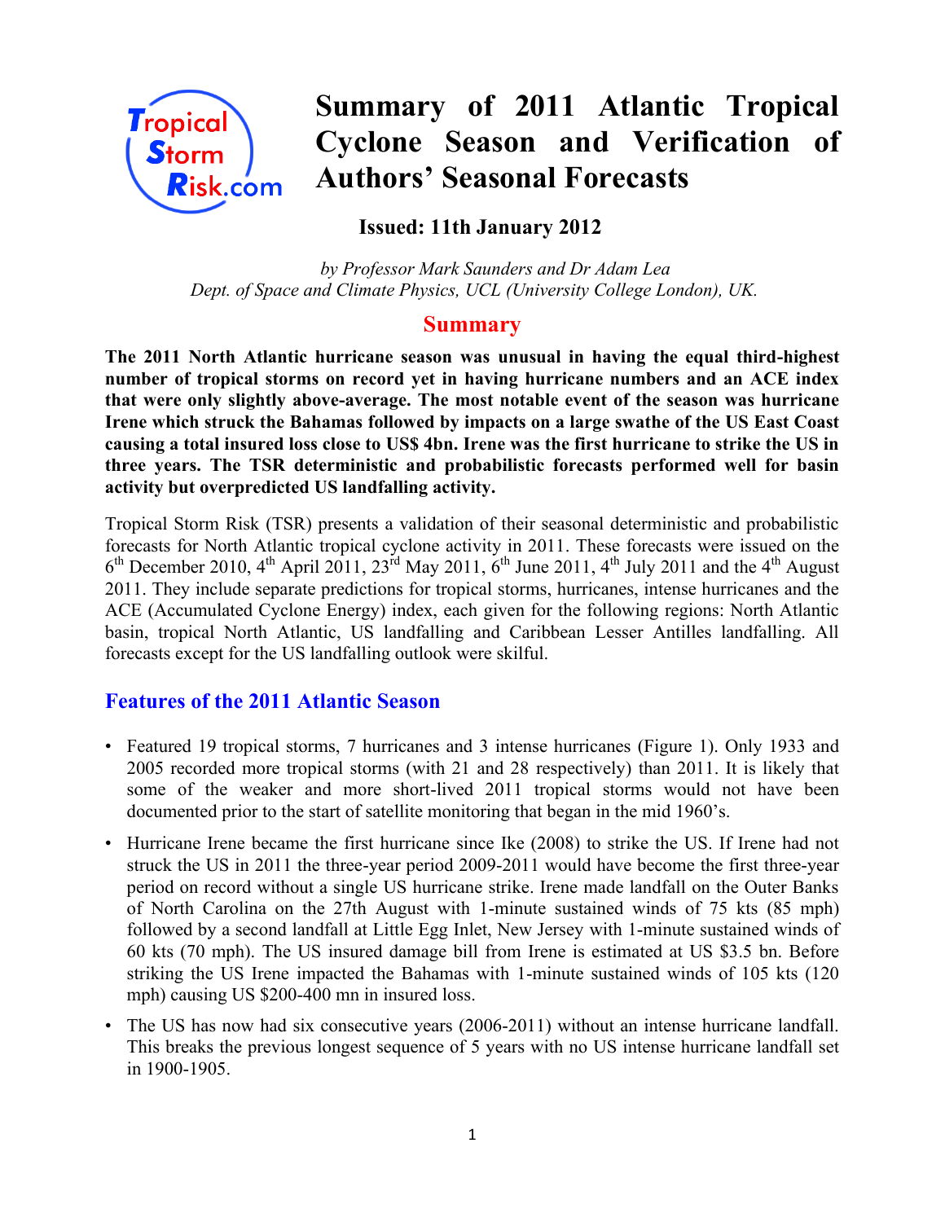# Summary of 2011 Atlantic Tropical Cyclone Season and Verification of Authors' Seasonal Forecasts

**Issued: 11th January 2012**

*by Professor Mark Saunders and Dr Adam Lea*
*Dept. of Space and Climate Physics, UCL (University College London), UK.*

## Summary

**The 2011 North Atlantic hurricane season was unusual in having the equal third-highest number of tropical storms on record yet in having hurricane numbers and an ACE index that were only slightly above-average. The most notable event of the season was hurricane Irene which struck the Bahamas followed by impacts on a large swathe of the US East Coast causing a total insured loss close to US$ 4bn. Irene was the first hurricane to strike the US in three years. The TSR deterministic and probabilistic forecasts performed well for basin activity but overpredicted US landfalling activity.**

Tropical Storm Risk (TSR) presents a validation of their seasonal deterministic and probabilistic forecasts for North Atlantic tropical cyclone activity in 2011. These forecasts were issued on the 6th December 2010, 4th April 2011, 23rd May 2011, 6th June 2011, 4th July 2011 and the 4th August 2011. They include separate predictions for tropical storms, hurricanes, intense hurricanes and the ACE (Accumulated Cyclone Energy) index, each given for the following regions: North Atlantic basin, tropical North Atlantic, US landfalling and Caribbean Lesser Antilles landfalling. All forecasts except for the US landfalling outlook were skilful.

## Features of the 2011 Atlantic Season

- Featured 19 tropical storms, 7 hurricanes and 3 intense hurricanes (Figure 1). Only 1933 and 2005 recorded more tropical storms (with 21 and 28 respectively) than 2011. It is likely that some of the weaker and more short-lived 2011 tropical storms would not have been documented prior to the start of satellite monitoring that began in the mid 1960's.
- Hurricane Irene became the first hurricane since Ike (2008) to strike the US. If Irene had not struck the US in 2011 the three-year period 2009-2011 would have become the first three-year period on record without a single US hurricane strike. Irene made landfall on the Outer Banks of North Carolina on the 27th August with 1-minute sustained winds of 75 kts (85 mph) followed by a second landfall at Little Egg Inlet, New Jersey with 1-minute sustained winds of 60 kts (70 mph). The US insured damage bill from Irene is estimated at US $3.5 bn. Before striking the US Irene impacted the Bahamas with 1-minute sustained winds of 105 kts (120 mph) causing US $200-400 mn in insured loss.
- The US has now had six consecutive years (2006-2011) without an intense hurricane landfall. This breaks the previous longest sequence of 5 years with no US intense hurricane landfall set in 1900-1905.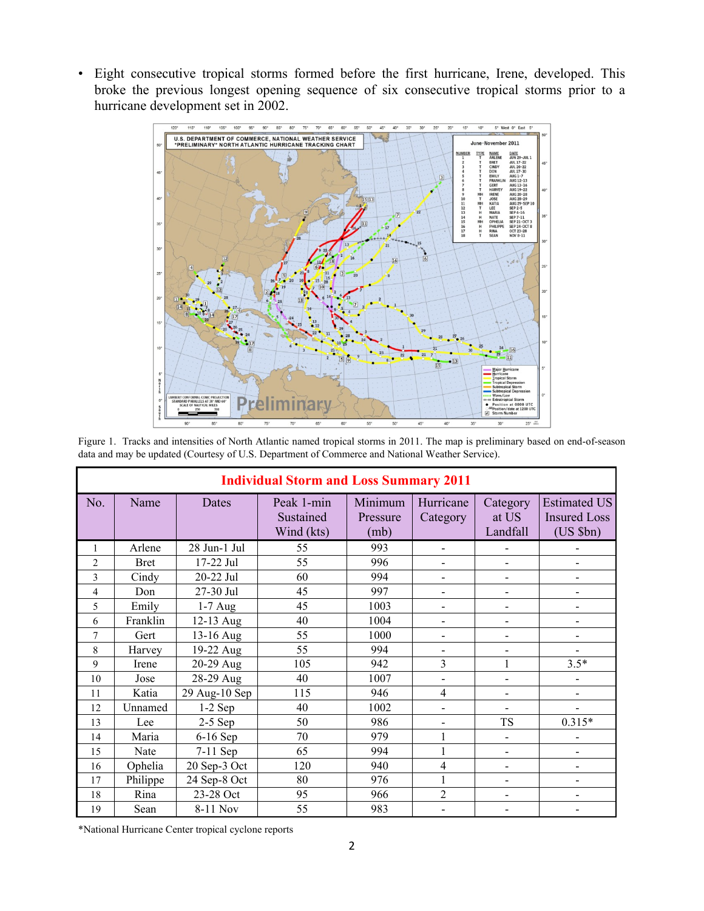- Eight consecutive tropical storms formed before the first hurricane, Irene, developed. This broke the previous longest opening sequence of six consecutive tropical storms prior to a hurricane development set in 2002.

Figure 1. Tracks and intensities of North Atlantic named tropical storms in 2011. The map is preliminary based on end-of-season data and may be updated (Courtesy of U.S. Department of Commerce and National Weather Service).

| Individual Storm and Loss Summary 2011 | | | | | | | |
|---|---|---|---|---|---|---|---|
| No. | Name | Dates | Peak 1-min Sustained Wind (kts) | Minimum Pressure (mb) | Hurricane Category | Category at US Landfall | Estimated US Insured Loss (US $bn) |
| 1 | Arlene | 28 Jun-1 Jul | 55 | 993 | - | - | - |
| 2 | Bret | 17-22 Jul | 55 | 996 | - | - | - |
| 3 | Cindy | 20-22 Jul | 60 | 994 | - | - | - |
| 4 | Don | 27-30 Jul | 45 | 997 | - | - | - |
| 5 | Emily | 1-7 Aug | 45 | 1003 | - | - | - |
| 6 | Franklin | 12-13 Aug | 40 | 1004 | - | - | - |
| 7 | Gert | 13-16 Aug | 55 | 1000 | - | - | - |
| 8 | Harvey | 19-22 Aug | 55 | 994 | - | - | - |
| 9 | Irene | 20-29 Aug | 105 | 942 | 3 | 1 | 3.5* |
| 10 | Jose | 28-29 Aug | 40 | 1007 | - | - | - |
| 11 | Katia | 29 Aug-10 Sep | 115 | 946 | 4 | - | - |
| 12 | Unnamed | 1-2 Sep | 40 | 1002 | - | - | - |
| 13 | Lee | 2-5 Sep | 50 | 986 | - | TS | 0.315* |
| 14 | Maria | 6-16 Sep | 70 | 979 | 1 | - | - |
| 15 | Nate | 7-11 Sep | 65 | 994 | 1 | - | - |
| 16 | Ophelia | 20 Sep-3 Oct | 120 | 940 | 4 | - | - |
| 17 | Philippe | 24 Sep-8 Oct | 80 | 976 | 1 | - | - |
| 18 | Rina | 23-28 Oct | 95 | 966 | 2 | - | - |
| 19 | Sean | 8-11 Nov | 55 | 983 | - | - | - |

*National Hurricane Center tropical cyclone reports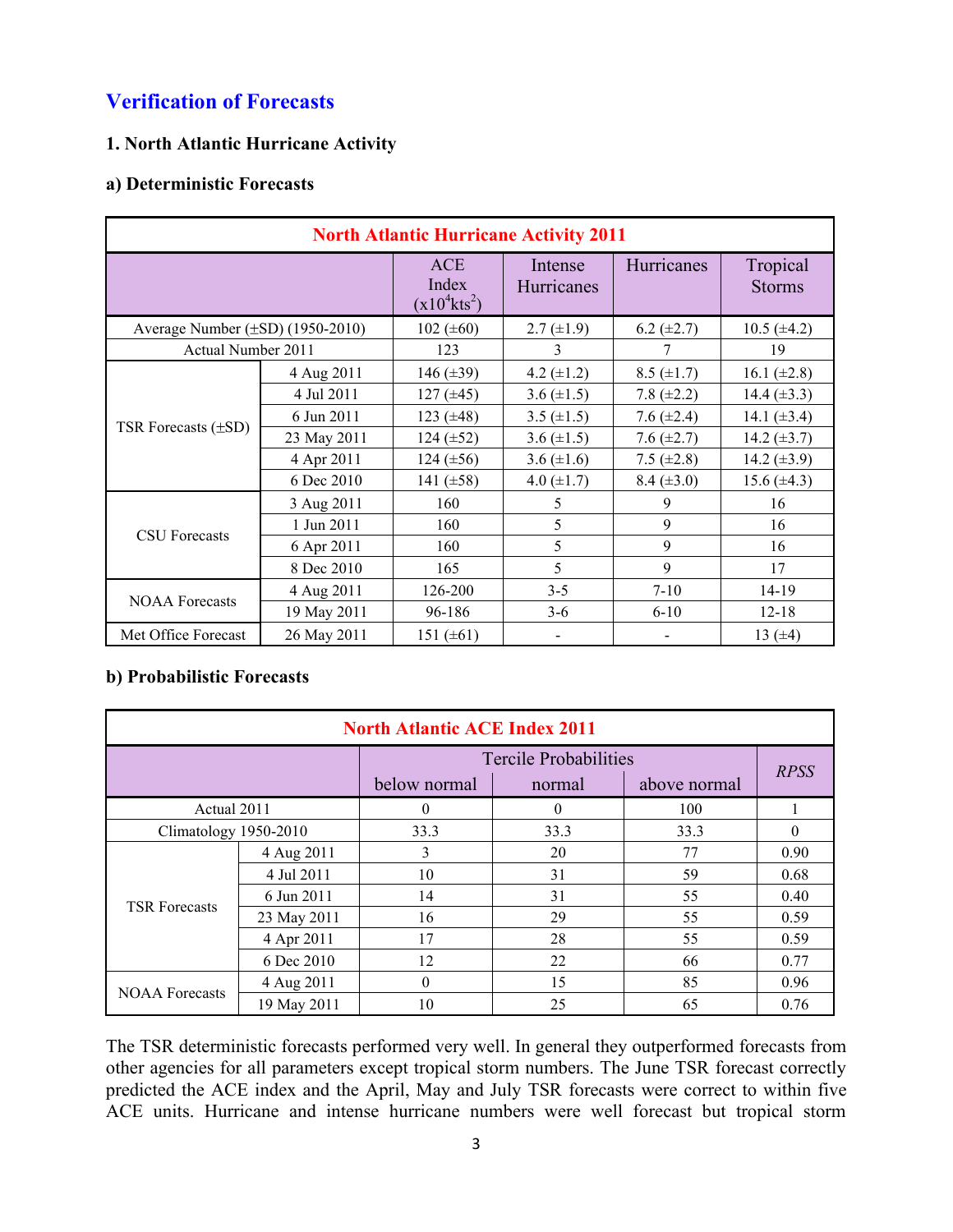## Verification of Forecasts

### 1. North Atlantic Hurricane Activity

#### a) Deterministic Forecasts

| North Atlantic Hurricane Activity 2011 | | | | | |
|---|---|---|---|---|---|
| | | ACE Index ($x10^4kts^2$) | Intense Hurricanes | Hurricanes | Tropical Storms |
| Average Number (±SD) (1950-2010) | | 102 (±60) | 2.7 (±1.9) | 6.2 (±2.7) | 10.5 (±4.2) |
| Actual Number 2011 | | 123 | 3 | 7 | 19 |
| TSR Forecasts (±SD) | 4 Aug 2011 | 146 (±39) | 4.2 (±1.2) | 8.5 (±1.7) | 16.1 (±2.8) |
| | 4 Jul 2011 | 127 (±45) | 3.6 (±1.5) | 7.8 (±2.2) | 14.4 (±3.3) |
| | 6 Jun 2011 | 123 (±48) | 3.5 (±1.5) | 7.6 (±2.4) | 14.1 (±3.4) |
| | 23 May 2011 | 124 (±52) | 3.6 (±1.5) | 7.6 (±2.7) | 14.2 (±3.7) |
| | 4 Apr 2011 | 124 (±56) | 3.6 (±1.6) | 7.5 (±2.8) | 14.2 (±3.9) |
| | 6 Dec 2010 | 141 (±58) | 4.0 (±1.7) | 8.4 (±3.0) | 15.6 (±4.3) |
| CSU Forecasts | 3 Aug 2011 | 160 | 5 | 9 | 16 |
| | 1 Jun 2011 | 160 | 5 | 9 | 16 |
| | 6 Apr 2011 | 160 | 5 | 9 | 16 |
| | 8 Dec 2010 | 165 | 5 | 9 | 17 |
| NOAA Forecasts | 4 Aug 2011 | 126-200 | 3-5 | 7-10 | 14-19 |
| | 19 May 2011 | 96-186 | 3-6 | 6-10 | 12-18 |
| Met Office Forecast | 26 May 2011 | 151 (±61) | - | - | 13 (±4) |

#### b) Probabilistic Forecasts

| North Atlantic ACE Index 2011 | | | | | |
|---|---|---|---|---|---|
| | | Tercile Probabilities | | | *RPSS* |
| | | below normal | normal | above normal | |
| Actual 2011 | | 0 | 0 | 100 | 1 |
| Climatology 1950-2010 | | 33.3 | 33.3 | 33.3 | 0 |
| TSR Forecasts | 4 Aug 2011 | 3 | 20 | 77 | 0.90 |
| | 4 Jul 2011 | 10 | 31 | 59 | 0.68 |
| | 6 Jun 2011 | 14 | 31 | 55 | 0.40 |
| | 23 May 2011 | 16 | 29 | 55 | 0.59 |
| | 4 Apr 2011 | 17 | 28 | 55 | 0.59 |
| | 6 Dec 2010 | 12 | 22 | 66 | 0.77 |
| NOAA Forecasts | 4 Aug 2011 | 0 | 15 | 85 | 0.96 |
| | 19 May 2011 | 10 | 25 | 65 | 0.76 |

The TSR deterministic forecasts performed very well. In general they outperformed forecasts from other agencies for all parameters except tropical storm numbers. The June TSR forecast correctly predicted the ACE index and the April, May and July TSR forecasts were correct to within five ACE units. Hurricane and intense hurricane numbers were well forecast but tropical storm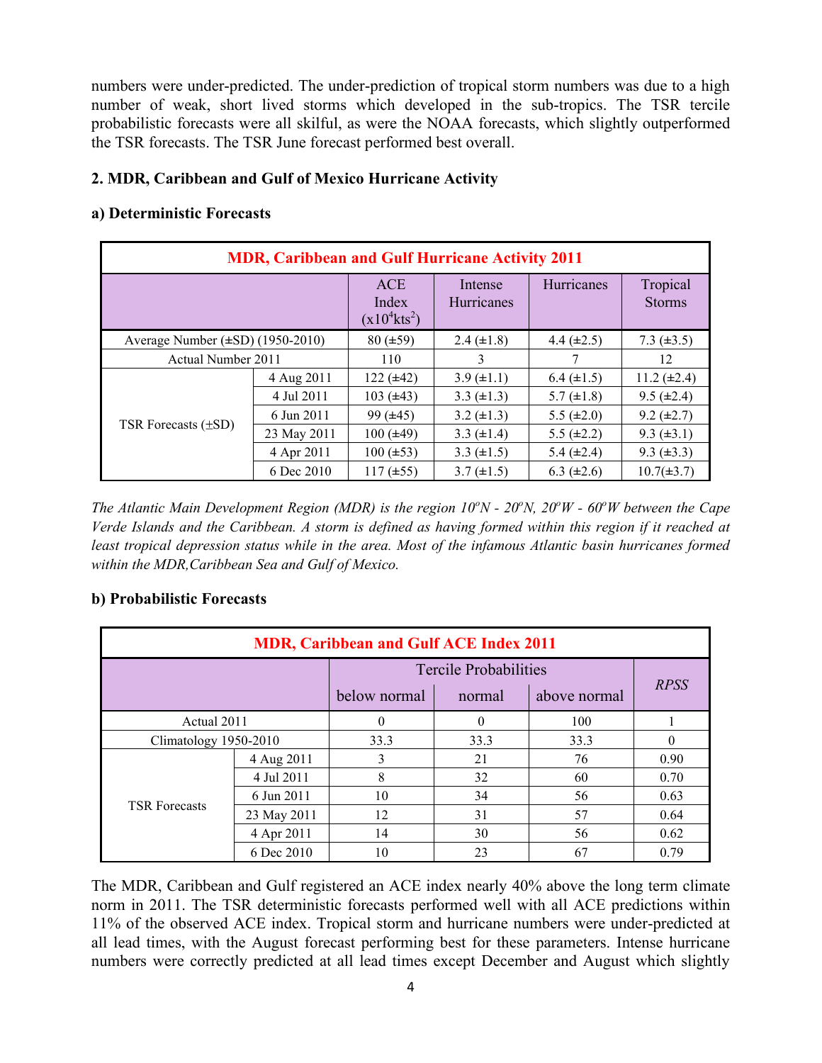numbers were under-predicted. The under-prediction of tropical storm numbers was due to a high number of weak, short lived storms which developed in the sub-tropics. The TSR tercile probabilistic forecasts were all skilful, as were the NOAA forecasts, which slightly outperformed the TSR forecasts. The TSR June forecast performed best overall.

## 2. MDR, Caribbean and Gulf of Mexico Hurricane Activity

### a) Deterministic Forecasts

| MDR, Caribbean and Gulf Hurricane Activity 2011 | | | | | |
|---|---|---|---|---|---|
| | | ACE Index ($x10^4 kts^2$) | Intense Hurricanes | Hurricanes | Tropical Storms |
| Average Number (±SD) (1950-2010) | | 80 (±59) | 2.4 (±1.8) | 4.4 (±2.5) | 7.3 (±3.5) |
| Actual Number 2011 | | 110 | 3 | 7 | 12 |
| TSR Forecasts (±SD) | 4 Aug 2011 | 122 (±42) | 3.9 (±1.1) | 6.4 (±1.5) | 11.2 (±2.4) |
| | 4 Jul 2011 | 103 (±43) | 3.3 (±1.3) | 5.7 (±1.8) | 9.5 (±2.4) |
| | 6 Jun 2011 | 99 (±45) | 3.2 (±1.3) | 5.5 (±2.0) | 9.2 (±2.7) |
| | 23 May 2011 | 100 (±49) | 3.3 (±1.4) | 5.5 (±2.2) | 9.3 (±3.1) |
| | 4 Apr 2011 | 100 (±53) | 3.3 (±1.5) | 5.4 (±2.4) | 9.3 (±3.3) |
| | 6 Dec 2010 | 117 (±55) | 3.7 (±1.5) | 6.3 (±2.6) | 10.7(±3.7) |

*The Atlantic Main Development Region (MDR) is the region 10°N - 20°N, 20°W - 60°W between the Cape Verde Islands and the Caribbean. A storm is defined as having formed within this region if it reached at least tropical depression status while in the area. Most of the infamous Atlantic basin hurricanes formed within the MDR,Caribbean Sea and Gulf of Mexico.*

### b) Probabilistic Forecasts

| MDR, Caribbean and Gulf ACE Index 2011 | | | | | |
|---|---|---|---|---|---|
| | | Tercile Probabilities | | | *RPSS* |
| | | below normal | normal | above normal | |
| Actual 2011 | | 0 | 0 | 100 | 1 |
| Climatology 1950-2010 | | 33.3 | 33.3 | 33.3 | 0 |
| TSR Forecasts | 4 Aug 2011 | 3 | 21 | 76 | 0.90 |
| | 4 Jul 2011 | 8 | 32 | 60 | 0.70 |
| | 6 Jun 2011 | 10 | 34 | 56 | 0.63 |
| | 23 May 2011 | 12 | 31 | 57 | 0.64 |
| | 4 Apr 2011 | 14 | 30 | 56 | 0.62 |
| | 6 Dec 2010 | 10 | 23 | 67 | 0.79 |

The MDR, Caribbean and Gulf registered an ACE index nearly 40% above the long term climate norm in 2011. The TSR deterministic forecasts performed well with all ACE predictions within 11% of the observed ACE index. Tropical storm and hurricane numbers were under-predicted at all lead times, with the August forecast performing best for these parameters. Intense hurricane numbers were correctly predicted at all lead times except December and August which slightly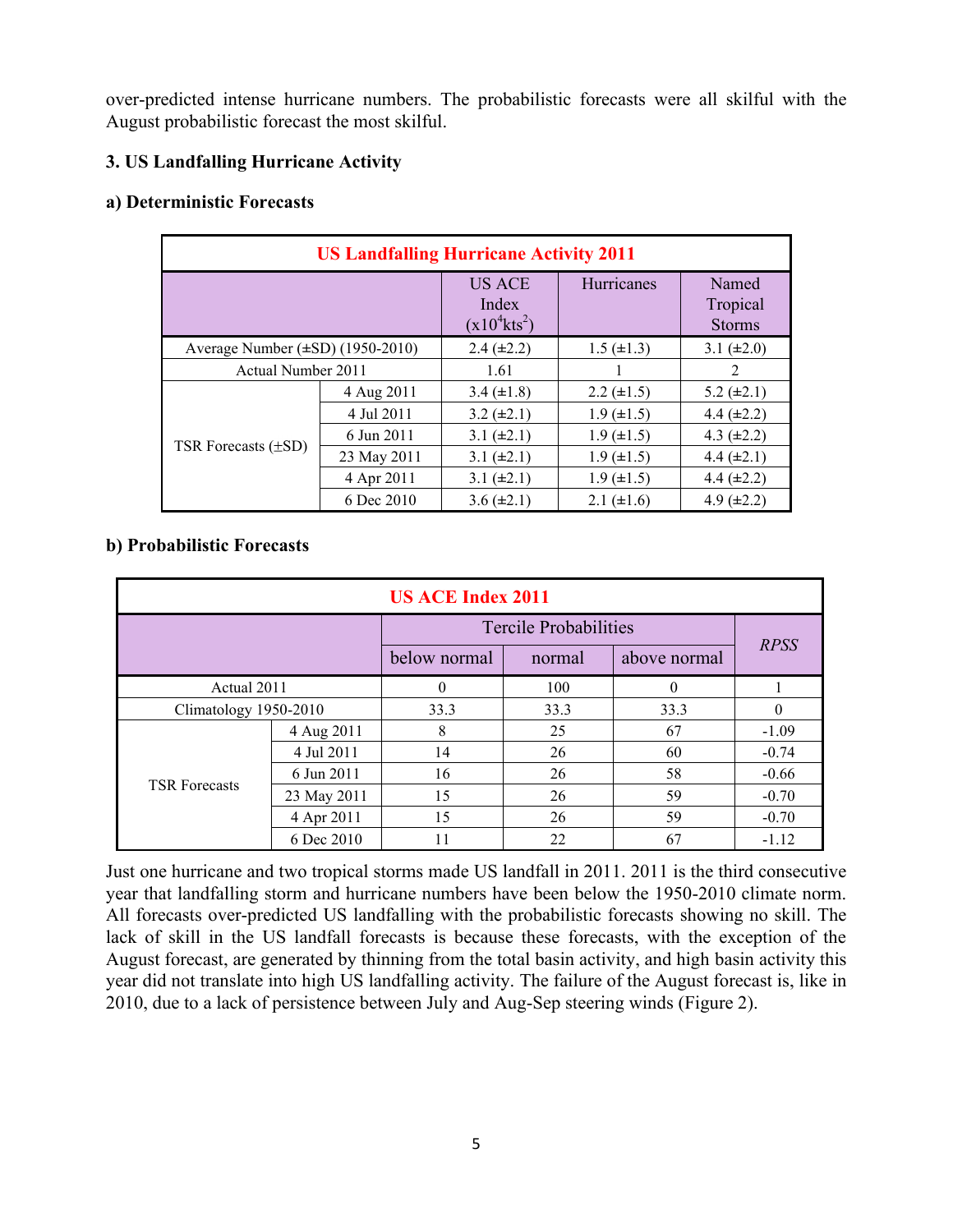over-predicted intense hurricane numbers. The probabilistic forecasts were all skilful with the August probabilistic forecast the most skilful.

### 3. US Landfalling Hurricane Activity

#### a) Deterministic Forecasts

| US Landfalling Hurricane Activity 2011 | | | | |
|---|---|---|---|---|
| | | US ACE Index ($x10^4 kts^2$) | Hurricanes | Named Tropical Storms |
| Average Number (±SD) (1950-2010) | | 2.4 (±2.2) | 1.5 (±1.3) | 3.1 (±2.0) |
| Actual Number 2011 | | 1.61 | 1 | 2 |
| TSR Forecasts (±SD) | 4 Aug 2011 | 3.4 (±1.8) | 2.2 (±1.5) | 5.2 (±2.1) |
| | 4 Jul 2011 | 3.2 (±2.1) | 1.9 (±1.5) | 4.4 (±2.2) |
| | 6 Jun 2011 | 3.1 (±2.1) | 1.9 (±1.5) | 4.3 (±2.2) |
| | 23 May 2011 | 3.1 (±2.1) | 1.9 (±1.5) | 4.4 (±2.1) |
| | 4 Apr 2011 | 3.1 (±2.1) | 1.9 (±1.5) | 4.4 (±2.2) |
| | 6 Dec 2010 | 3.6 (±2.1) | 2.1 (±1.6) | 4.9 (±2.2) |

#### b) Probabilistic Forecasts

| US ACE Index 2011 | | | | | |
|---|---|---|---|---|---|
| | | Tercile Probabilities | | | *RPSS* |
| | | below normal | normal | above normal | |
| Actual 2011 | | 0 | 100 | 0 | 1 |
| Climatology 1950-2010 | | 33.3 | 33.3 | 33.3 | 0 |
| TSR Forecasts | 4 Aug 2011 | 8 | 25 | 67 | -1.09 |
| | 4 Jul 2011 | 14 | 26 | 60 | -0.74 |
| | 6 Jun 2011 | 16 | 26 | 58 | -0.66 |
| | 23 May 2011 | 15 | 26 | 59 | -0.70 |
| | 4 Apr 2011 | 15 | 26 | 59 | -0.70 |
| | 6 Dec 2010 | 11 | 22 | 67 | -1.12 |

Just one hurricane and two tropical storms made US landfall in 2011. 2011 is the third consecutive year that landfalling storm and hurricane numbers have been below the 1950-2010 climate norm. All forecasts over-predicted US landfalling with the probabilistic forecasts showing no skill. The lack of skill in the US landfall forecasts is because these forecasts, with the exception of the August forecast, are generated by thinning from the total basin activity, and high basin activity this year did not translate into high US landfalling activity. The failure of the August forecast is, like in 2010, due to a lack of persistence between July and Aug-Sep steering winds (Figure 2).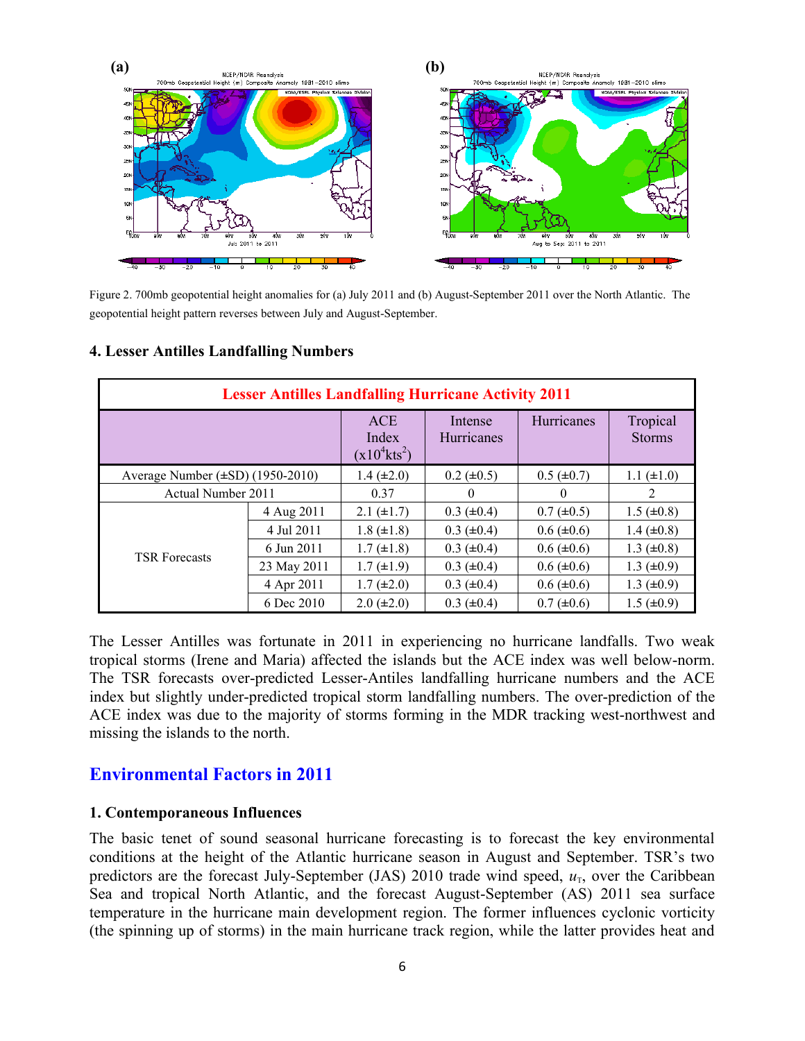Figure 2. 700mb geopotential height anomalies for (a) July 2011 and (b) August-September 2011 over the North Atlantic. The geopotential height pattern reverses between July and August-September.

### 4. Lesser Antilles Landfalling Numbers

| Lesser Antilles Landfalling Hurricane Activity 2011 | | | | | |
|---|---|---|---|---|---|
| | | ACE Index ($x10^4kts^2$) | Intense Hurricanes | Hurricanes | Tropical Storms |
| Average Number (±SD) (1950-2010) | | 1.4 (±2.0) | 0.2 (±0.5) | 0.5 (±0.7) | 1.1 (±1.0) |
| Actual Number 2011 | | 0.37 | 0 | 0 | 2 |
| TSR Forecasts | 4 Aug 2011 | 2.1 (±1.7) | 0.3 (±0.4) | 0.7 (±0.5) | 1.5 (±0.8) |
| | 4 Jul 2011 | 1.8 (±1.8) | 0.3 (±0.4) | 0.6 (±0.6) | 1.4 (±0.8) |
| | 6 Jun 2011 | 1.7 (±1.8) | 0.3 (±0.4) | 0.6 (±0.6) | 1.3 (±0.8) |
| | 23 May 2011 | 1.7 (±1.9) | 0.3 (±0.4) | 0.6 (±0.6) | 1.3 (±0.9) |
| | 4 Apr 2011 | 1.7 (±2.0) | 0.3 (±0.4) | 0.6 (±0.6) | 1.3 (±0.9) |
| | 6 Dec 2010 | 2.0 (±2.0) | 0.3 (±0.4) | 0.7 (±0.6) | 1.5 (±0.9) |

The Lesser Antilles was fortunate in 2011 in experiencing no hurricane landfalls. Two weak tropical storms (Irene and Maria) affected the islands but the ACE index was well below-norm. The TSR forecasts over-predicted Lesser-Antiles landfalling hurricane numbers and the ACE index but slightly under-predicted tropical storm landfalling numbers. The over-prediction of the ACE index was due to the majority of storms forming in the MDR tracking west-northwest and missing the islands to the north.

## Environmental Factors in 2011

### 1. Contemporaneous Influences

The basic tenet of sound seasonal hurricane forecasting is to forecast the key environmental conditions at the height of the Atlantic hurricane season in August and September. TSR's two predictors are the forecast July-September (JAS) 2010 trade wind speed, $u_T$, over the Caribbean Sea and tropical North Atlantic, and the forecast August-September (AS) 2011 sea surface temperature in the hurricane main development region. The former influences cyclonic vorticity (the spinning up of storms) in the main hurricane track region, while the latter provides heat and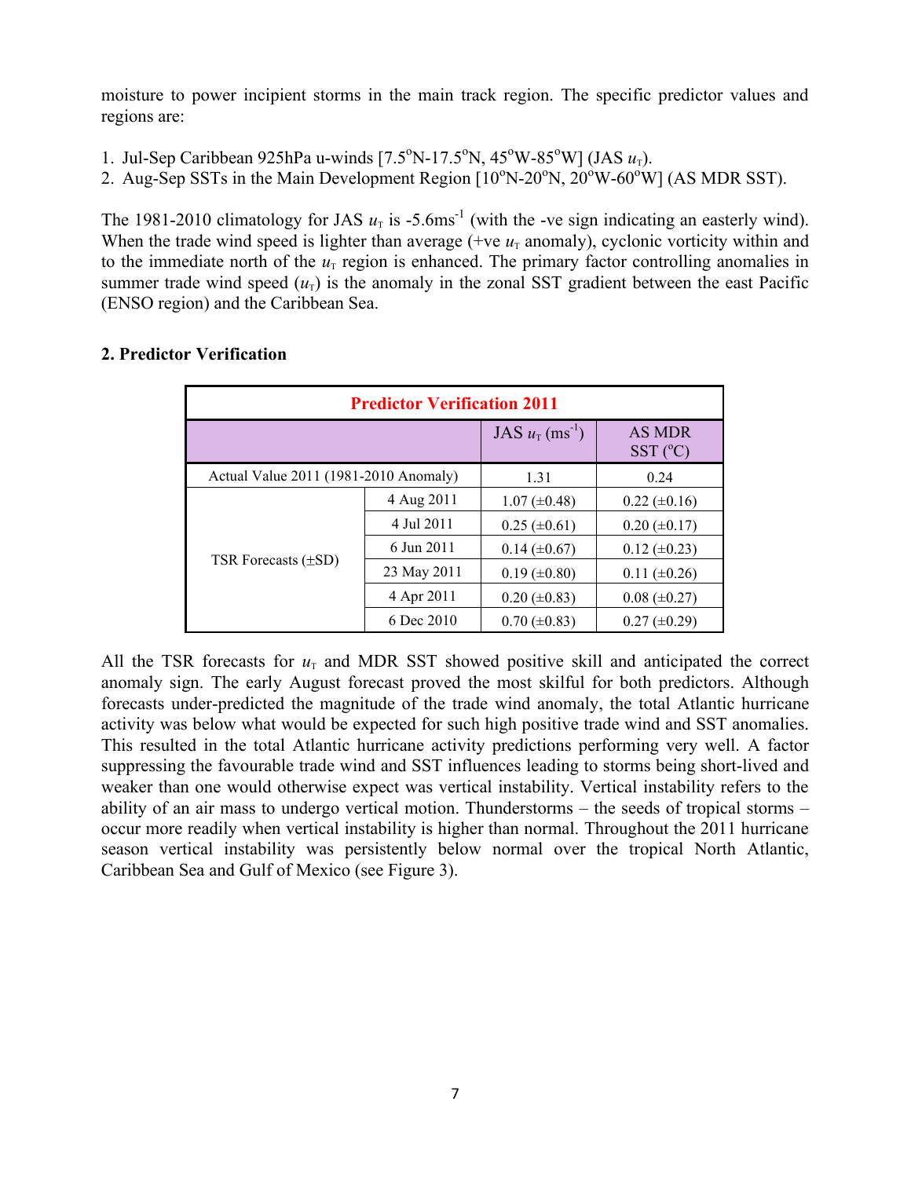moisture to power incipient storms in the main track region. The specific predictor values and regions are:

1. Jul-Sep Caribbean 925hPa u-winds [7.5°N-17.5°N, 45°W-85°W] (JAS $u_T$).
2. Aug-Sep SSTs in the Main Development Region [10°N-20°N, 20°W-60°W] (AS MDR SST).

The 1981-2010 climatology for JAS $u_T$ is $-5.6 ms^{-1}$ (with the -ve sign indicating an easterly wind). When the trade wind speed is lighter than average (+ve $u_T$ anomaly), cyclonic vorticity within and to the immediate north of the $u_T$ region is enhanced. The primary factor controlling anomalies in summer trade wind speed ($u_T$) is the anomaly in the zonal SST gradient between the east Pacific (ENSO region) and the Caribbean Sea.

## 2. Predictor Verification

| Predictor Verification 2011 | | | |
|---|---|---|---|
| | | JAS $u_T$ ($ms^{-1}$) | AS MDR SST (°C) |
| Actual Value 2011 (1981-2010 Anomaly) | | 1.31 | 0.24 |
| TSR Forecasts (±SD) | 4 Aug 2011 | 1.07 (±0.48) | 0.22 (±0.16) |
| | 4 Jul 2011 | 0.25 (±0.61) | 0.20 (±0.17) |
| | 6 Jun 2011 | 0.14 (±0.67) | 0.12 (±0.23) |
| | 23 May 2011 | 0.19 (±0.80) | 0.11 (±0.26) |
| | 4 Apr 2011 | 0.20 (±0.83) | 0.08 (±0.27) |
| | 6 Dec 2010 | 0.70 (±0.83) | 0.27 (±0.29) |

All the TSR forecasts for $u_T$ and MDR SST showed positive skill and anticipated the correct anomaly sign. The early August forecast proved the most skilful for both predictors. Although forecasts under-predicted the magnitude of the trade wind anomaly, the total Atlantic hurricane activity was below what would be expected for such high positive trade wind and SST anomalies. This resulted in the total Atlantic hurricane activity predictions performing very well. A factor suppressing the favourable trade wind and SST influences leading to storms being short-lived and weaker than one would otherwise expect was vertical instability. Vertical instability refers to the ability of an air mass to undergo vertical motion. Thunderstorms – the seeds of tropical storms – occur more readily when vertical instability is higher than normal. Throughout the 2011 hurricane season vertical instability was persistently below normal over the tropical North Atlantic, Caribbean Sea and Gulf of Mexico (see Figure 3).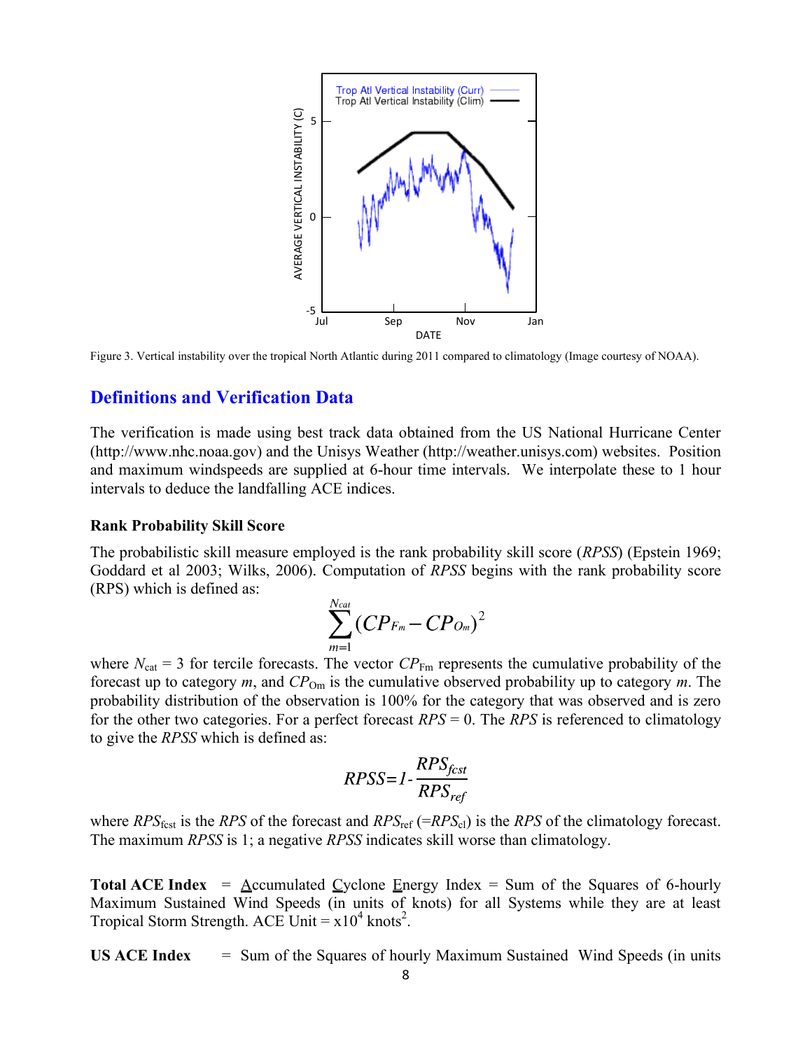Figure 3. Vertical instability over the tropical North Atlantic during 2011 compared to climatology (Image courtesy of NOAA).

## Definitions and Verification Data

The verification is made using best track data obtained from the US National Hurricane Center (http://www.nhc.noaa.gov) and the Unisys Weather (http://weather.unisys.com) websites. Position and maximum windspeeds are supplied at 6-hour time intervals. We interpolate these to 1 hour intervals to deduce the landfalling ACE indices.

### Rank Probability Skill Score

The probabilistic skill measure employed is the rank probability skill score (*RPSS*) (Epstein 1969; Goddard et al 2003; Wilks, 2006). Computation of *RPSS* begins with the rank probability score (RPS) which is defined as:

$$\sum_{m=1}^{N_{cat}} (CP_{F_m} - CP_{O_m})^2$$

where $N_{cat} = 3$ for tercile forecasts. The vector $CP_{Fm}$ represents the cumulative probability of the forecast up to category *m*, and $CP_{Om}$ is the cumulative observed probability up to category *m*. The probability distribution of the observation is 100% for the category that was observed and is zero for the other two categories. For a perfect forecast $RPS = 0$. The *RPS* is referenced to climatology to give the *RPSS* which is defined as:

$$RPSS = 1 - \frac{RPS_{fcst}}{RPS_{ref}}$$

where $RPS_{fcst}$ is the *RPS* of the forecast and $RPS_{ref}$ ($=RPS_{cl}$) is the *RPS* of the climatology forecast. The maximum *RPSS* is 1; a negative *RPSS* indicates skill worse than climatology.

**Total ACE Index** = Accumulated Cyclone Energy Index = Sum of the Squares of 6-hourly Maximum Sustained Wind Speeds (in units of knots) for all Systems while they are at least Tropical Storm Strength. ACE Unit = $\times 10^4$ knots$^2$.

**US ACE Index** = Sum of the Squares of hourly Maximum Sustained Wind Speeds (in units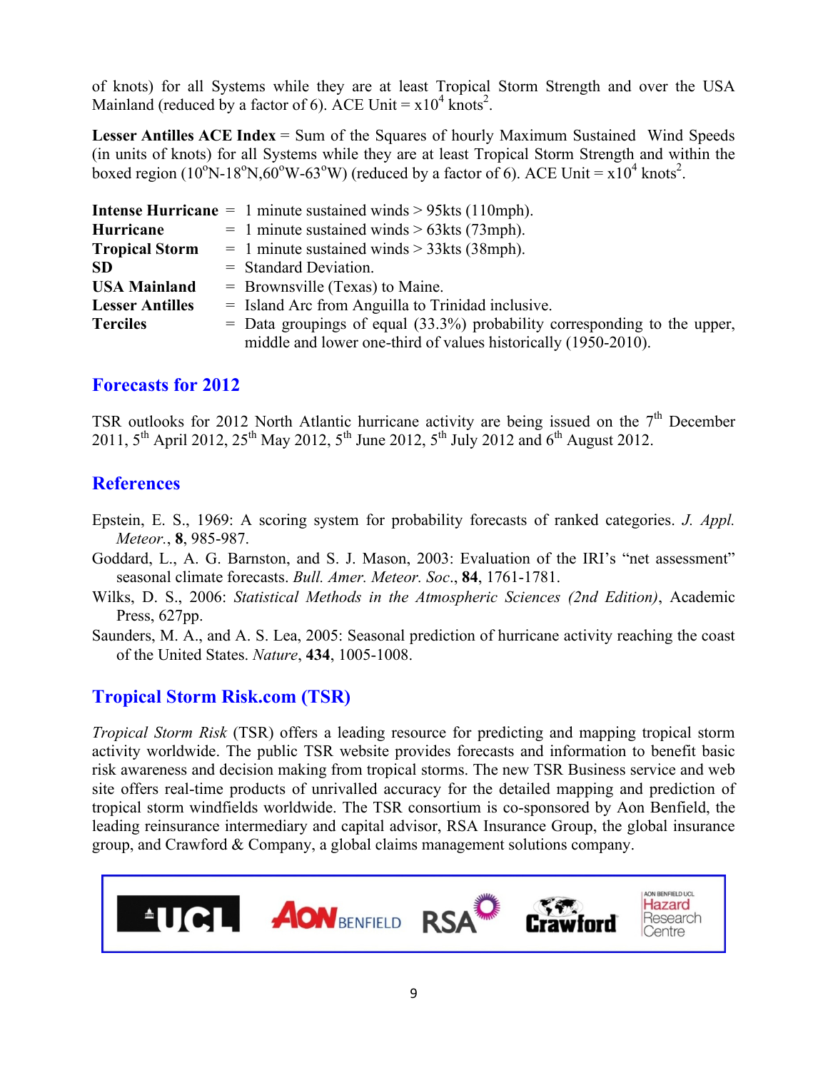of knots) for all Systems while they are at least Tropical Storm Strength and over the USA Mainland (reduced by a factor of 6). ACE Unit = x$10^4$ knots$^2$.

**Lesser Antilles ACE Index** = Sum of the Squares of hourly Maximum Sustained Wind Speeds (in units of knots) for all Systems while they are at least Tropical Storm Strength and within the boxed region (10°N-18°N,60°W-63°W) (reduced by a factor of 6). ACE Unit = x$10^4$ knots$^2$.

| | | |
|---|---|---|
| **Intense Hurricane** | = | 1 minute sustained winds > 95kts (110mph). |
| **Hurricane** | = | 1 minute sustained winds > 63kts (73mph). |
| **Tropical Storm** | = | 1 minute sustained winds > 33kts (38mph). |
| **SD** | = | Standard Deviation. |
| **USA Mainland** | = | Brownsville (Texas) to Maine. |
| **Lesser Antilles** | = | Island Arc from Anguilla to Trinidad inclusive. |
| **Terciles** | = | Data groupings of equal (33.3%) probability corresponding to the upper, middle and lower one-third of values historically (1950-2010). |

## Forecasts for 2012

TSR outlooks for 2012 North Atlantic hurricane activity are being issued on the 7th December 2011, 5th April 2012, 25th May 2012, 5th June 2012, 5th July 2012 and 6th August 2012.

## References

Epstein, E. S., 1969: A scoring system for probability forecasts of ranked categories. *J. Appl. Meteor.*, **8**, 985-987.

Goddard, L., A. G. Barnston, and S. J. Mason, 2003: Evaluation of the IRI's "net assessment" seasonal climate forecasts. *Bull. Amer. Meteor. Soc.*, **84**, 1761-1781.

Wilks, D. S., 2006: *Statistical Methods in the Atmospheric Sciences (2nd Edition)*, Academic Press, 627pp.

Saunders, M. A., and A. S. Lea, 2005: Seasonal prediction of hurricane activity reaching the coast of the United States. *Nature*, **434**, 1005-1008.

## Tropical Storm Risk.com (TSR)

*Tropical Storm Risk* (TSR) offers a leading resource for predicting and mapping tropical storm activity worldwide. The public TSR website provides forecasts and information to benefit basic risk awareness and decision making from tropical storms. The new TSR Business service and web site offers real-time products of unrivalled accuracy for the detailed mapping and prediction of tropical storm windfields worldwide. The TSR consortium is co-sponsored by Aon Benfield, the leading reinsurance intermediary and capital advisor, RSA Insurance Group, the global insurance group, and Crawford & Company, a global claims management solutions company.

UCL | AON BENFIELD | RSA | Crawford | AON BENFIELD UCL Hazard Research Centre